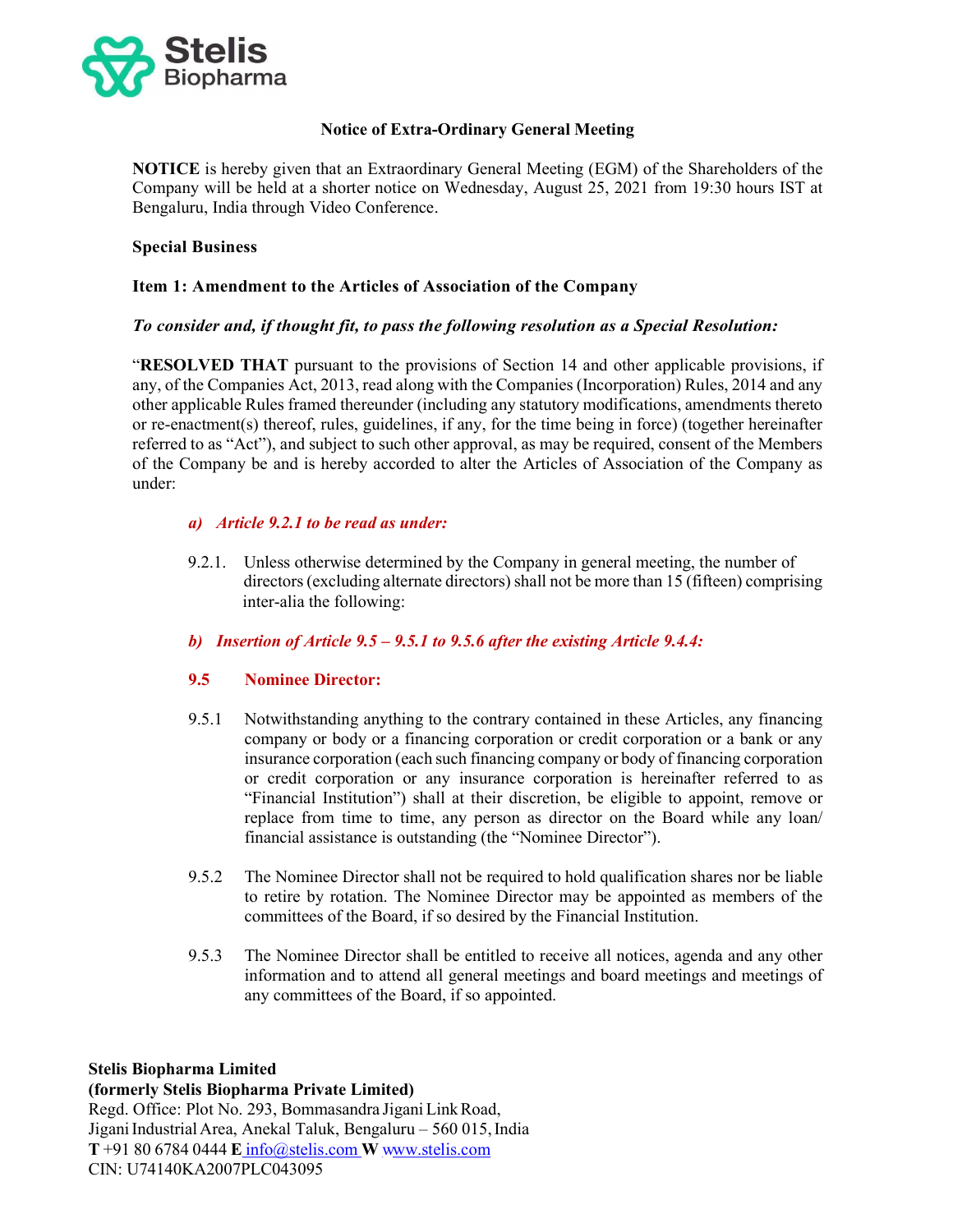Stelis Biopharma

## Notice of Extra-Ordinary General Meeting

**NOTICE** is hereby given that an Extraordinary General Meeting (EGM) of the Shareholders of the Company will be held at a shorter notice on Wednesday, August 25, 2021 from 19:30 hours IST at Bengaluru, India through Video Conference.

**Special Business**

**Item 1: Amendment to the Articles of Association of the Company**

***To consider and, if thought fit, to pass the following resolution as a Special Resolution:***

"**RESOLVED THAT** pursuant to the provisions of Section 14 and other applicable provisions, if any, of the Companies Act, 2013, read along with the Companies (Incorporation) Rules, 2014 and any other applicable Rules framed thereunder (including any statutory modifications, amendments thereto or re-enactment(s) thereof, rules, guidelines, if any, for the time being in force) (together hereinafter referred to as "Act"), and subject to such other approval, as may be required, consent of the Members of the Company be and is hereby accorded to alter the Articles of Association of the Company as under:

***a) Article 9.2.1 to be read as under:***

9.2.1. Unless otherwise determined by the Company in general meeting, the number of directors (excluding alternate directors) shall not be more than 15 (fifteen) comprising inter-alia the following:

***b) Insertion of Article 9.5 – 9.5.1 to 9.5.6 after the existing Article 9.4.4:***

**9.5 Nominee Director:**

9.5.1 Notwithstanding anything to the contrary contained in these Articles, any financing company or body or a financing corporation or credit corporation or a bank or any insurance corporation (each such financing company or body of financing corporation or credit corporation or any insurance corporation is hereinafter referred to as "Financial Institution") shall at their discretion, be eligible to appoint, remove or replace from time to time, any person as director on the Board while any loan/ financial assistance is outstanding (the "Nominee Director").

9.5.2 The Nominee Director shall not be required to hold qualification shares nor be liable to retire by rotation. The Nominee Director may be appointed as members of the committees of the Board, if so desired by the Financial Institution.

9.5.3 The Nominee Director shall be entitled to receive all notices, agenda and any other information and to attend all general meetings and board meetings and meetings of any committees of the Board, if so appointed.

**Stelis Biopharma Limited**
**(formerly Stelis Biopharma Private Limited)**
Regd. Office: Plot No. 293, Bommasandra Jigani Link Road,
Jigani Industrial Area, Anekal Taluk, Bengaluru – 560 015, India
**T** +91 80 6784 0444 **E** info@stelis.com **W** www.stelis.com
CIN: U74140KA2007PLC043095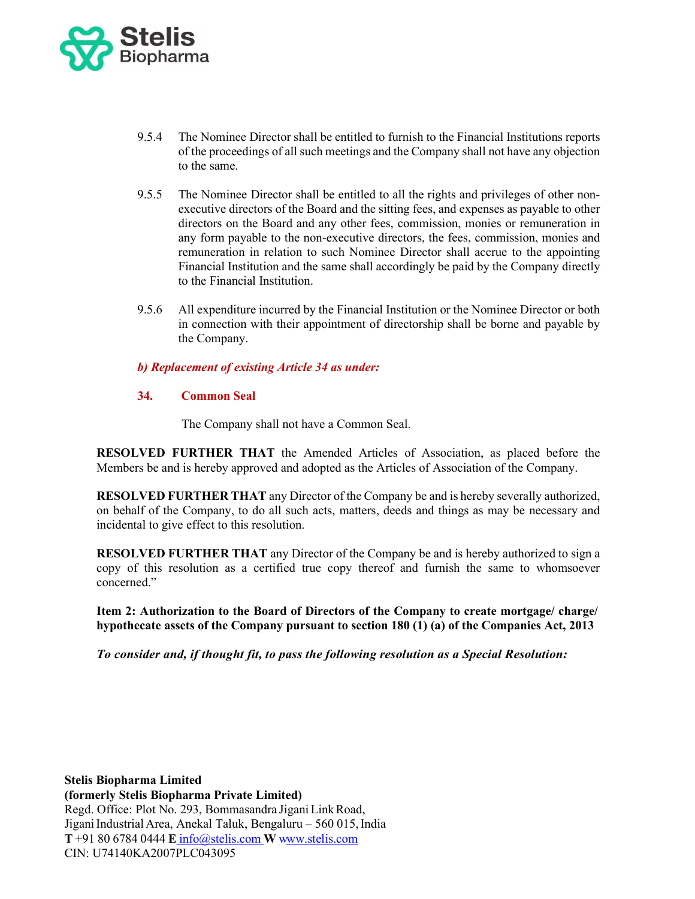9.5.4 The Nominee Director shall be entitled to furnish to the Financial Institutions reports of the proceedings of all such meetings and the Company shall not have any objection to the same.

9.5.5 The Nominee Director shall be entitled to all the rights and privileges of other non-executive directors of the Board and the sitting fees, and expenses as payable to other directors on the Board and any other fees, commission, monies or remuneration in any form payable to the non-executive directors, the fees, commission, monies and remuneration in relation to such Nominee Director shall accrue to the appointing Financial Institution and the same shall accordingly be paid by the Company directly to the Financial Institution.

9.5.6 All expenditure incurred by the Financial Institution or the Nominee Director or both in connection with their appointment of directorship shall be borne and payable by the Company.

***b) Replacement of existing Article 34 as under:***

**34. Common Seal**

The Company shall not have a Common Seal.

**RESOLVED FURTHER THAT** the Amended Articles of Association, as placed before the Members be and is hereby approved and adopted as the Articles of Association of the Company.

**RESOLVED FURTHER THAT** any Director of the Company be and is hereby severally authorized, on behalf of the Company, to do all such acts, matters, deeds and things as may be necessary and incidental to give effect to this resolution.

**RESOLVED FURTHER THAT** any Director of the Company be and is hereby authorized to sign a copy of this resolution as a certified true copy thereof and furnish the same to whomsoever concerned."

**Item 2: Authorization to the Board of Directors of the Company to create mortgage/ charge/ hypothecate assets of the Company pursuant to section 180 (1) (a) of the Companies Act, 2013**

***To consider and, if thought fit, to pass the following resolution as a Special Resolution:***

**Stelis Biopharma Limited**
**(formerly Stelis Biopharma Private Limited)**
Regd. Office: Plot No. 293, Bommasandra Jigani Link Road,
Jigani Industrial Area, Anekal Taluk, Bengaluru – 560 015, India
**T** +91 80 6784 0444 **E** info@stelis.com **W** www.stelis.com
CIN: U74140KA2007PLC043095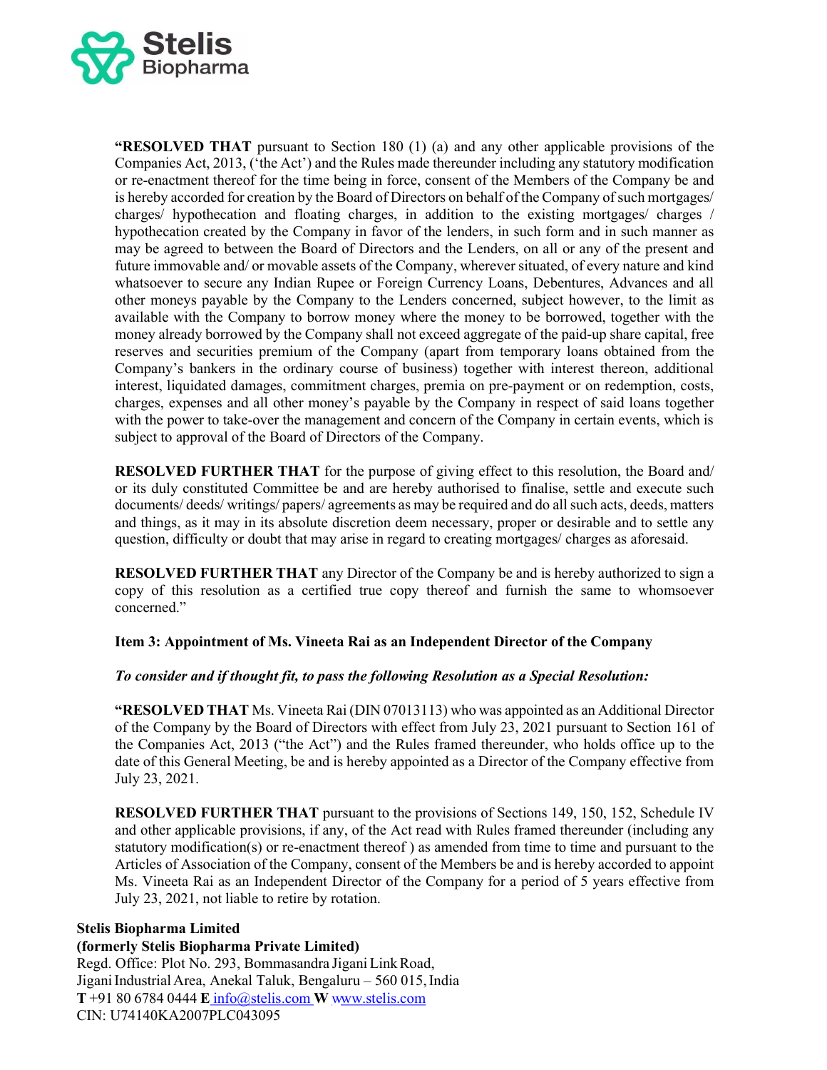**"RESOLVED THAT** pursuant to Section 180 (1) (a) and any other applicable provisions of the Companies Act, 2013, ('the Act') and the Rules made thereunder including any statutory modification or re-enactment thereof for the time being in force, consent of the Members of the Company be and is hereby accorded for creation by the Board of Directors on behalf of the Company of such mortgages/ charges/ hypothecation and floating charges, in addition to the existing mortgages/ charges / hypothecation created by the Company in favor of the lenders, in such form and in such manner as may be agreed to between the Board of Directors and the Lenders, on all or any of the present and future immovable and/ or movable assets of the Company, wherever situated, of every nature and kind whatsoever to secure any Indian Rupee or Foreign Currency Loans, Debentures, Advances and all other moneys payable by the Company to the Lenders concerned, subject however, to the limit as available with the Company to borrow money where the money to be borrowed, together with the money already borrowed by the Company shall not exceed aggregate of the paid-up share capital, free reserves and securities premium of the Company (apart from temporary loans obtained from the Company's bankers in the ordinary course of business) together with interest thereon, additional interest, liquidated damages, commitment charges, premia on pre-payment or on redemption, costs, charges, expenses and all other money's payable by the Company in respect of said loans together with the power to take-over the management and concern of the Company in certain events, which is subject to approval of the Board of Directors of the Company.

**RESOLVED FURTHER THAT** for the purpose of giving effect to this resolution, the Board and/ or its duly constituted Committee be and are hereby authorised to finalise, settle and execute such documents/ deeds/ writings/ papers/ agreements as may be required and do all such acts, deeds, matters and things, as it may in its absolute discretion deem necessary, proper or desirable and to settle any question, difficulty or doubt that may arise in regard to creating mortgages/ charges as aforesaid.

**RESOLVED FURTHER THAT** any Director of the Company be and is hereby authorized to sign a copy of this resolution as a certified true copy thereof and furnish the same to whomsoever concerned."

**Item 3: Appointment of Ms. Vineeta Rai as an Independent Director of the Company**

***To consider and if thought fit, to pass the following Resolution as a Special Resolution:***

**"RESOLVED THAT** Ms. Vineeta Rai (DIN 07013113) who was appointed as an Additional Director of the Company by the Board of Directors with effect from July 23, 2021 pursuant to Section 161 of the Companies Act, 2013 ("the Act") and the Rules framed thereunder, who holds office up to the date of this General Meeting, be and is hereby appointed as a Director of the Company effective from July 23, 2021.

**RESOLVED FURTHER THAT** pursuant to the provisions of Sections 149, 150, 152, Schedule IV and other applicable provisions, if any, of the Act read with Rules framed thereunder (including any statutory modification(s) or re-enactment thereof ) as amended from time to time and pursuant to the Articles of Association of the Company, consent of the Members be and is hereby accorded to appoint Ms. Vineeta Rai as an Independent Director of the Company for a period of 5 years effective from July 23, 2021, not liable to retire by rotation.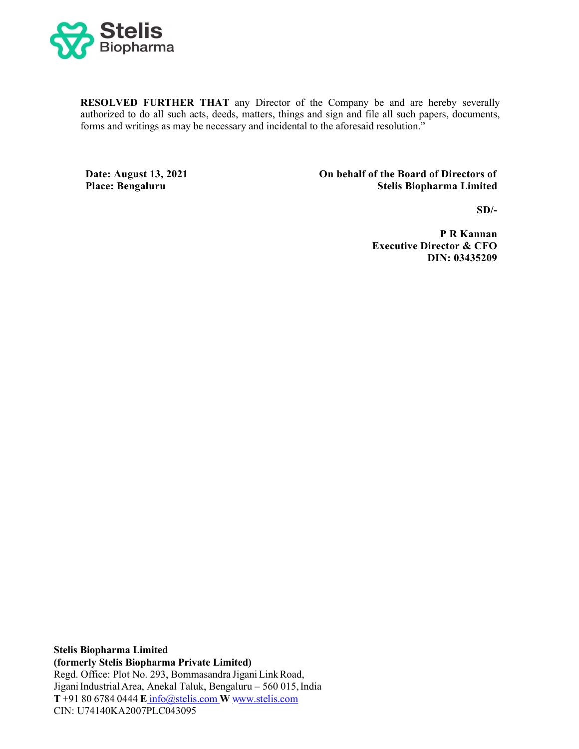**RESOLVED FURTHER THAT** any Director of the Company be and are hereby severally authorized to do all such acts, deeds, matters, things and sign and file all such papers, documents, forms and writings as may be necessary and incidental to the aforesaid resolution."

**Date: August 13, 2021**
**Place: Bengaluru**

**On behalf of the Board of Directors of**
**Stelis Biopharma Limited**

**SD/-**

**P R Kannan**
**Executive Director & CFO**
**DIN: 03435209**

**Stelis Biopharma Limited**
**(formerly Stelis Biopharma Private Limited)**
Regd. Office: Plot No. 293, Bommasandra Jigani Link Road,
Jigani Industrial Area, Anekal Taluk, Bengaluru – 560 015, India
**T** +91 80 6784 0444 **E** info@stelis.com **W** www.stelis.com
CIN: U74140KA2007PLC043095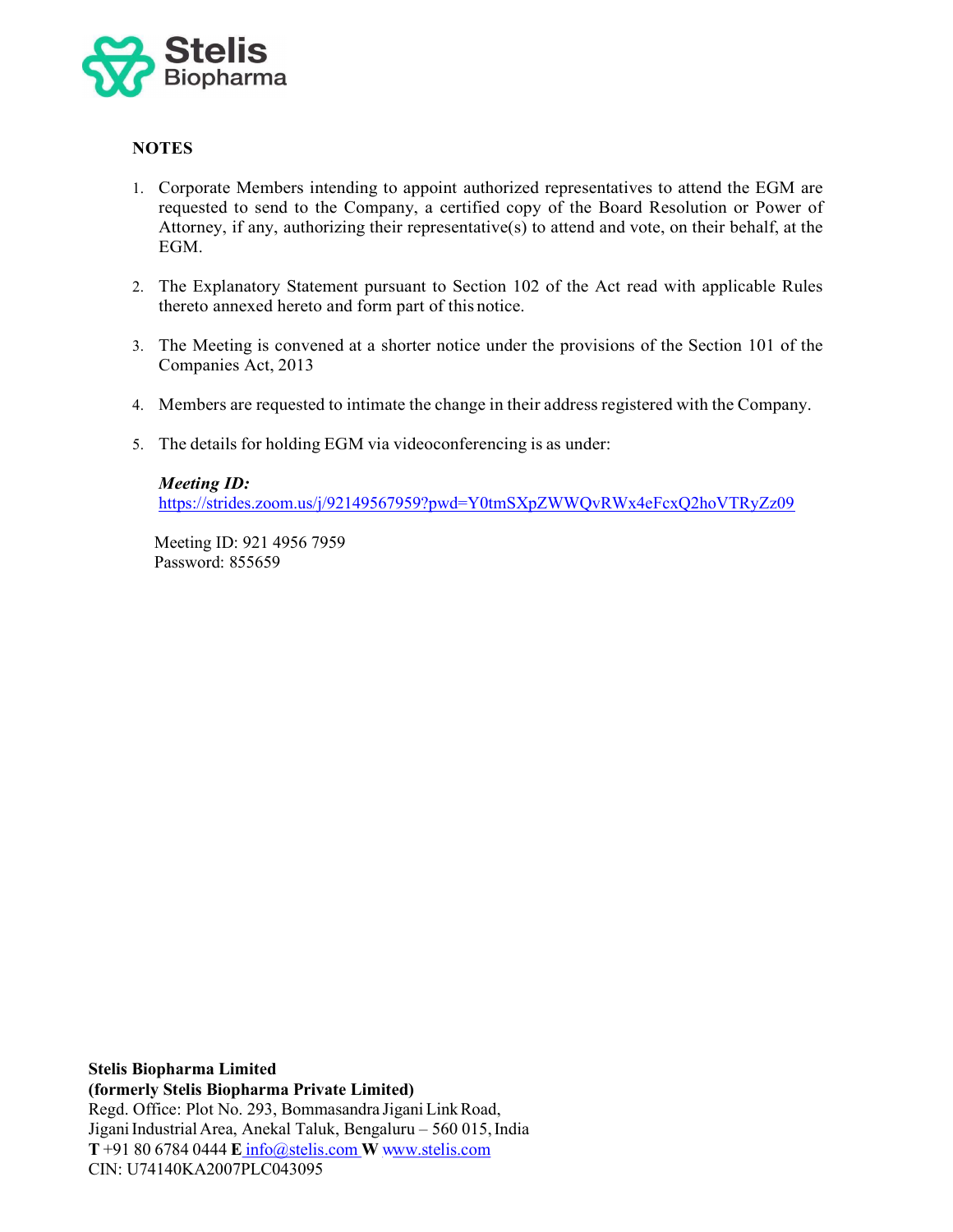## NOTES

1. Corporate Members intending to appoint authorized representatives to attend the EGM are requested to send to the Company, a certified copy of the Board Resolution or Power of Attorney, if any, authorizing their representative(s) to attend and vote, on their behalf, at the EGM.

2. The Explanatory Statement pursuant to Section 102 of the Act read with applicable Rules thereto annexed hereto and form part of this notice.

3. The Meeting is convened at a shorter notice under the provisions of the Section 101 of the Companies Act, 2013

4. Members are requested to intimate the change in their address registered with the Company.

5. The details for holding EGM via videoconferencing is as under:

   ***Meeting ID:***
   https://strides.zoom.us/j/92149567959?pwd=Y0tmSXpZWWQvRWx4eFcxQ2hoVTRyZz09

   Meeting ID: 921 4956 7959
   Password: 855659

**Stelis Biopharma Limited**
**(formerly Stelis Biopharma Private Limited)**
Regd. Office: Plot No. 293, Bommasandra Jigani Link Road,
Jigani Industrial Area, Anekal Taluk, Bengaluru – 560 015, India
**T** +91 80 6784 0444 **E** info@stelis.com **W** www.stelis.com
CIN: U74140KA2007PLC043095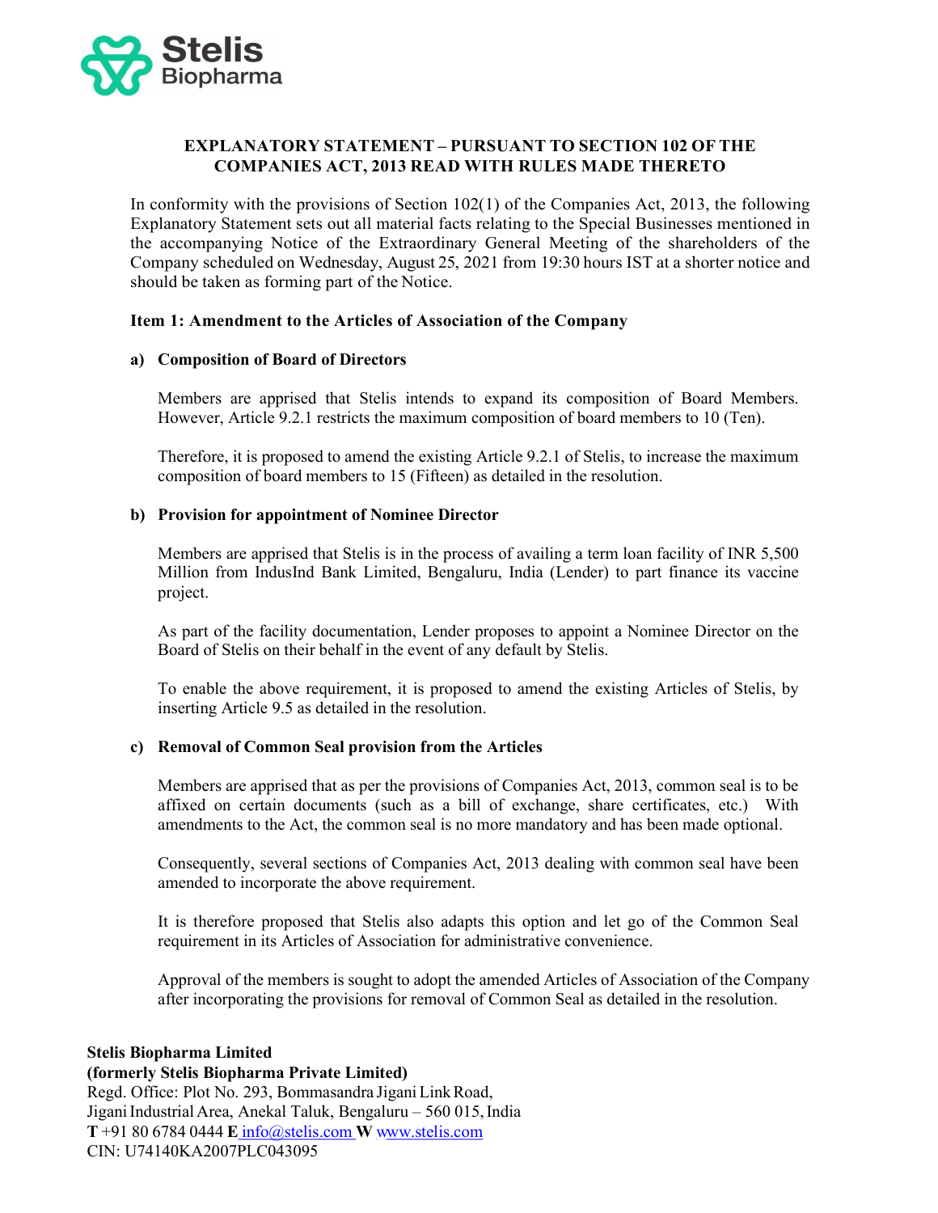Stelis Biopharma

## EXPLANATORY STATEMENT – PURSUANT TO SECTION 102 OF THE COMPANIES ACT, 2013 READ WITH RULES MADE THERETO

In conformity with the provisions of Section 102(1) of the Companies Act, 2013, the following Explanatory Statement sets out all material facts relating to the Special Businesses mentioned in the accompanying Notice of the Extraordinary General Meeting of the shareholders of the Company scheduled on Wednesday, August 25, 2021 from 19:30 hours IST at a shorter notice and should be taken as forming part of the Notice.

### Item 1: Amendment to the Articles of Association of the Company

**a) Composition of Board of Directors**

Members are apprised that Stelis intends to expand its composition of Board Members. However, Article 9.2.1 restricts the maximum composition of board members to 10 (Ten).

Therefore, it is proposed to amend the existing Article 9.2.1 of Stelis, to increase the maximum composition of board members to 15 (Fifteen) as detailed in the resolution.

**b) Provision for appointment of Nominee Director**

Members are apprised that Stelis is in the process of availing a term loan facility of INR 5,500 Million from IndusInd Bank Limited, Bengaluru, India (Lender) to part finance its vaccine project.

As part of the facility documentation, Lender proposes to appoint a Nominee Director on the Board of Stelis on their behalf in the event of any default by Stelis.

To enable the above requirement, it is proposed to amend the existing Articles of Stelis, by inserting Article 9.5 as detailed in the resolution.

**c) Removal of Common Seal provision from the Articles**

Members are apprised that as per the provisions of Companies Act, 2013, common seal is to be affixed on certain documents (such as a bill of exchange, share certificates, etc.) With amendments to the Act, the common seal is no more mandatory and has been made optional.

Consequently, several sections of Companies Act, 2013 dealing with common seal have been amended to incorporate the above requirement.

It is therefore proposed that Stelis also adapts this option and let go of the Common Seal requirement in its Articles of Association for administrative convenience.

Approval of the members is sought to adopt the amended Articles of Association of the Company after incorporating the provisions for removal of Common Seal as detailed in the resolution.

**Stelis Biopharma Limited**
**(formerly Stelis Biopharma Private Limited)**
Regd. Office: Plot No. 293, Bommasandra Jigani Link Road, Jigani Industrial Area, Anekal Taluk, Bengaluru – 560 015, India
**T** +91 80 6784 0444 **E** info@stelis.com **W** www.stelis.com
CIN: U74140KA2007PLC043095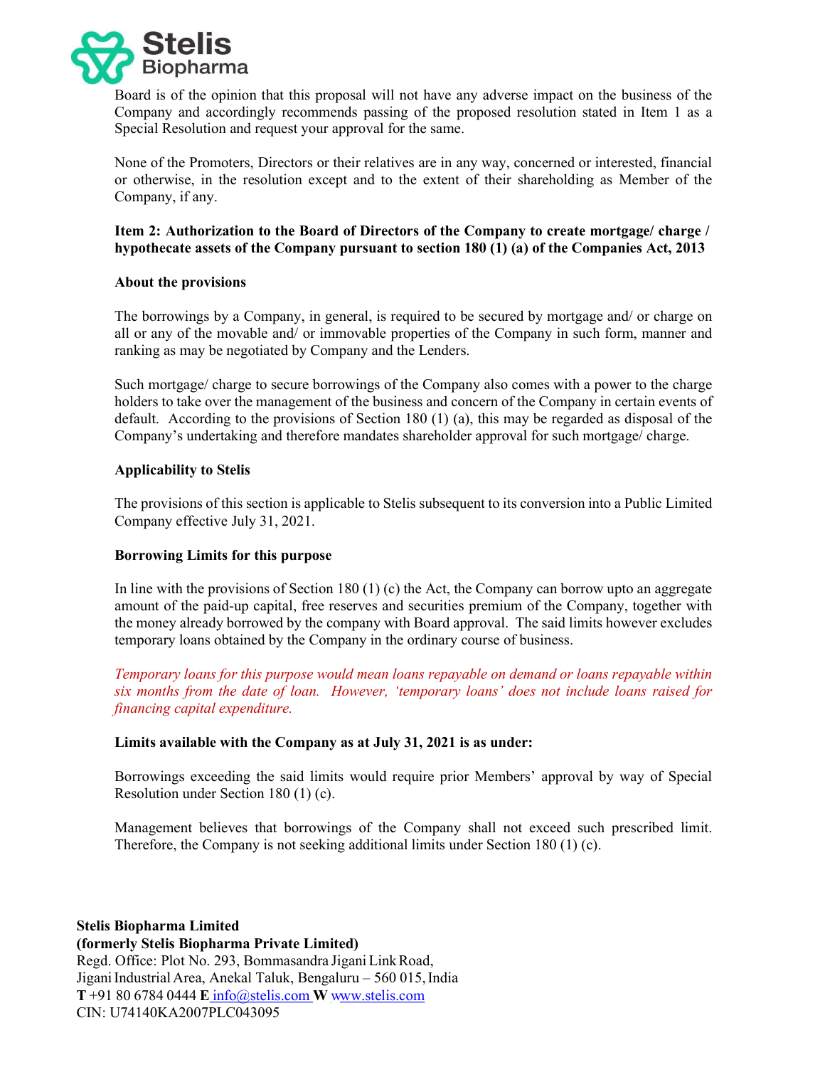Board is of the opinion that this proposal will not have any adverse impact on the business of the Company and accordingly recommends passing of the proposed resolution stated in Item 1 as a Special Resolution and request your approval for the same.

None of the Promoters, Directors or their relatives are in any way, concerned or interested, financial or otherwise, in the resolution except and to the extent of their shareholding as Member of the Company, if any.

**Item 2: Authorization to the Board of Directors of the Company to create mortgage/ charge / hypothecate assets of the Company pursuant to section 180 (1) (a) of the Companies Act, 2013**

**About the provisions**

The borrowings by a Company, in general, is required to be secured by mortgage and/ or charge on all or any of the movable and/ or immovable properties of the Company in such form, manner and ranking as may be negotiated by Company and the Lenders.

Such mortgage/ charge to secure borrowings of the Company also comes with a power to the charge holders to take over the management of the business and concern of the Company in certain events of default. According to the provisions of Section 180 (1) (a), this may be regarded as disposal of the Company's undertaking and therefore mandates shareholder approval for such mortgage/ charge.

**Applicability to Stelis**

The provisions of this section is applicable to Stelis subsequent to its conversion into a Public Limited Company effective July 31, 2021.

**Borrowing Limits for this purpose**

In line with the provisions of Section 180 (1) (c) the Act, the Company can borrow upto an aggregate amount of the paid-up capital, free reserves and securities premium of the Company, together with the money already borrowed by the company with Board approval. The said limits however excludes temporary loans obtained by the Company in the ordinary course of business.

*Temporary loans for this purpose would mean loans repayable on demand or loans repayable within six months from the date of loan. However, 'temporary loans' does not include loans raised for financing capital expenditure.*

**Limits available with the Company as at July 31, 2021 is as under:**

Borrowings exceeding the said limits would require prior Members' approval by way of Special Resolution under Section 180 (1) (c).

Management believes that borrowings of the Company shall not exceed such prescribed limit. Therefore, the Company is not seeking additional limits under Section 180 (1) (c).

**Stelis Biopharma Limited**
**(formerly Stelis Biopharma Private Limited)**
Regd. Office: Plot No. 293, Bommasandra Jigani Link Road,
Jigani Industrial Area, Anekal Taluk, Bengaluru – 560 015, India
**T** +91 80 6784 0444 **E** info@stelis.com **W** www.stelis.com
CIN: U74140KA2007PLC043095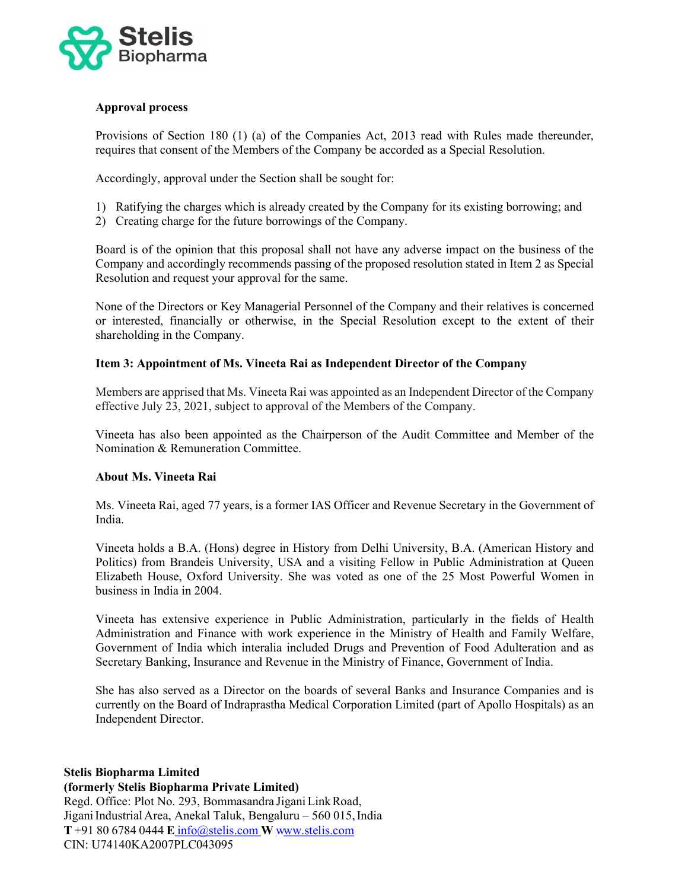**Approval process**

Provisions of Section 180 (1) (a) of the Companies Act, 2013 read with Rules made thereunder, requires that consent of the Members of the Company be accorded as a Special Resolution.

Accordingly, approval under the Section shall be sought for:

1) Ratifying the charges which is already created by the Company for its existing borrowing; and
2) Creating charge for the future borrowings of the Company.

Board is of the opinion that this proposal shall not have any adverse impact on the business of the Company and accordingly recommends passing of the proposed resolution stated in Item 2 as Special Resolution and request your approval for the same.

None of the Directors or Key Managerial Personnel of the Company and their relatives is concerned or interested, financially or otherwise, in the Special Resolution except to the extent of their shareholding in the Company.

**Item 3: Appointment of Ms. Vineeta Rai as Independent Director of the Company**

Members are apprised that Ms. Vineeta Rai was appointed as an Independent Director of the Company effective July 23, 2021, subject to approval of the Members of the Company.

Vineeta has also been appointed as the Chairperson of the Audit Committee and Member of the Nomination & Remuneration Committee.

**About Ms. Vineeta Rai**

Ms. Vineeta Rai, aged 77 years, is a former IAS Officer and Revenue Secretary in the Government of India.

Vineeta holds a B.A. (Hons) degree in History from Delhi University, B.A. (American History and Politics) from Brandeis University, USA and a visiting Fellow in Public Administration at Queen Elizabeth House, Oxford University. She was voted as one of the 25 Most Powerful Women in business in India in 2004.

Vineeta has extensive experience in Public Administration, particularly in the fields of Health Administration and Finance with work experience in the Ministry of Health and Family Welfare, Government of India which interalia included Drugs and Prevention of Food Adulteration and as Secretary Banking, Insurance and Revenue in the Ministry of Finance, Government of India.

She has also served as a Director on the boards of several Banks and Insurance Companies and is currently on the Board of Indraprastha Medical Corporation Limited (part of Apollo Hospitals) as an Independent Director.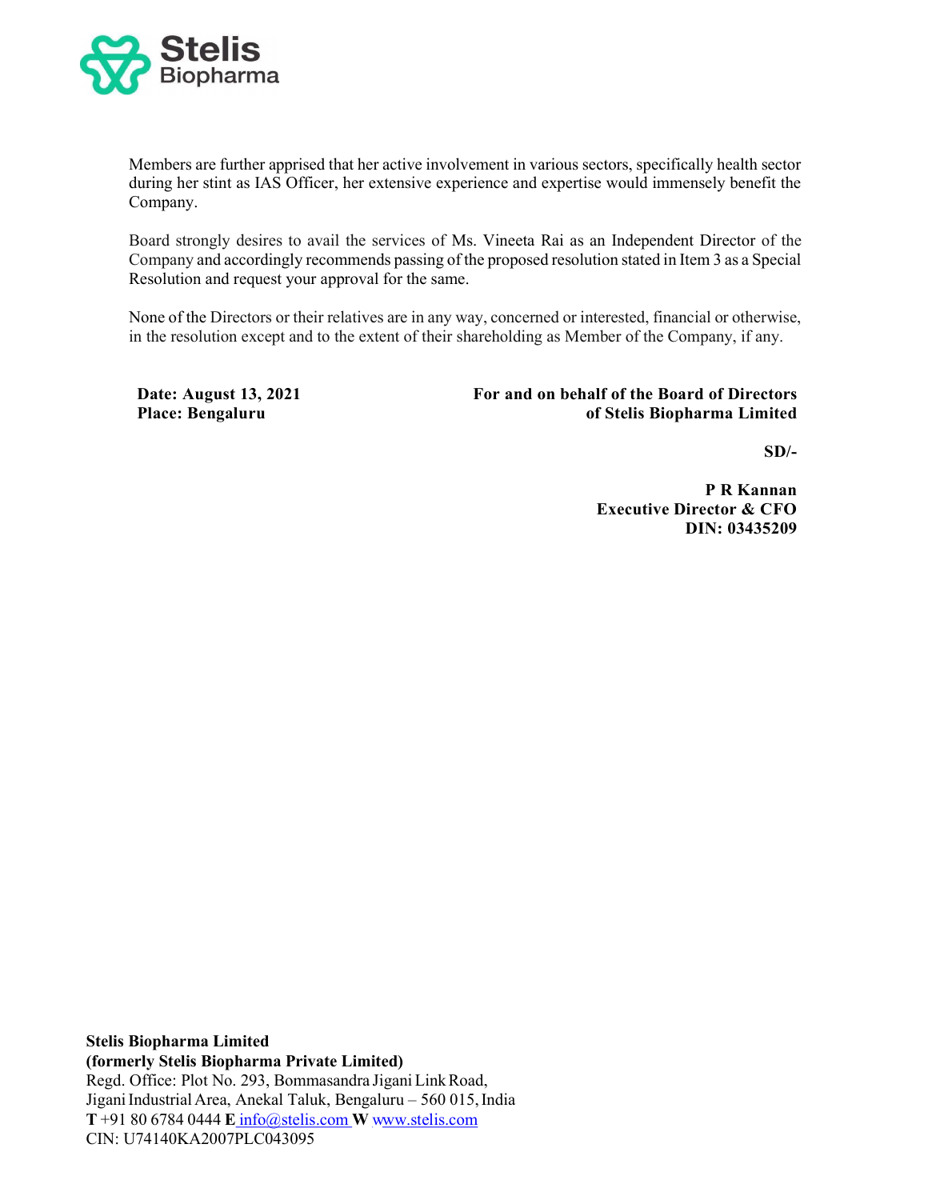Members are further apprised that her active involvement in various sectors, specifically health sector during her stint as IAS Officer, her extensive experience and expertise would immensely benefit the Company.

Board strongly desires to avail the services of Ms. Vineeta Rai as an Independent Director of the Company and accordingly recommends passing of the proposed resolution stated in Item 3 as a Special Resolution and request your approval for the same.

None of the Directors or their relatives are in any way, concerned or interested, financial or otherwise, in the resolution except and to the extent of their shareholding as Member of the Company, if any.

**Date: August 13, 2021**
**Place: Bengaluru**

**For and on behalf of the Board of Directors of Stelis Biopharma Limited**

**SD/-**

**P R Kannan**
**Executive Director & CFO**
**DIN: 03435209**

**Stelis Biopharma Limited**
**(formerly Stelis Biopharma Private Limited)**
Regd. Office: Plot No. 293, Bommasandra Jigani Link Road,
Jigani Industrial Area, Anekal Taluk, Bengaluru – 560 015, India
**T** +91 80 6784 0444 **E** info@stelis.com **W** www.stelis.com
CIN: U74140KA2007PLC043095